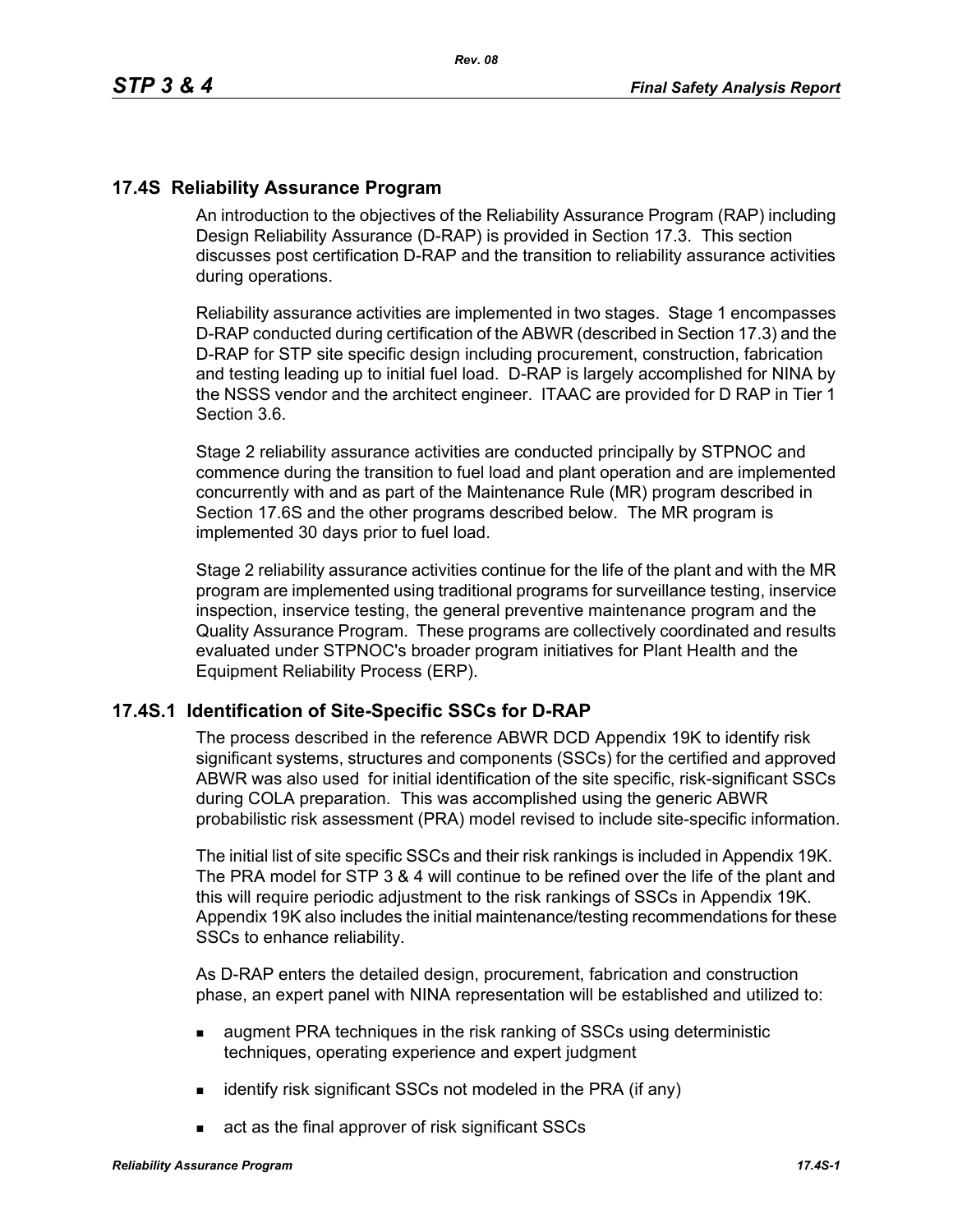## 17.4S Reliability Assurance Program

An introduction to the objectives of the Reliability Assurance Program (RAP) including Design Reliability Assurance (D-RAP) is provided in Section 17.3. This section discusses post certification D-RAP and the transition to reliability assurance activities during operations.

Reliability assurance activities are implemented in two stages. Stage 1 encompasses D-RAP conducted during certification of the ABWR (described in Section 17.3) and the D-RAP for STP site specific design including procurement, construction, fabrication and testing leading up to initial fuel load. D-RAP is largely accomplished for NINA by the NSSS vendor and the architect engineer. ITAAC are provided for D RAP in Tier 1 Section 3.6.

Stage 2 reliability assurance activities are conducted principally by STPNOC and commence during the transition to fuel load and plant operation and are implemented concurrently with and as part of the Maintenance Rule (MR) program described in Section 17.6S and the other programs described below. The MR program is implemented 30 days prior to fuel load.

Stage 2 reliability assurance activities continue for the life of the plant and with the MR program are implemented using traditional programs for surveillance testing, inservice inspection, inservice testing, the general preventive maintenance program and the Quality Assurance Program. These programs are collectively coordinated and results evaluated under STPNOC's broader program initiatives for Plant Health and the Equipment Reliability Process (ERP).

### 17.4S.1 Identification of Site-Specific SSCs for D-RAP

The process described in the reference ABWR DCD Appendix 19K to identify risk significant systems, structures and components (SSCs) for the certified and approved ABWR was also used for initial identification of the site specific, risk-significant SSCs during COLA preparation. This was accomplished using the generic ABWR probabilistic risk assessment (PRA) model revised to include site-specific information.

The initial list of site specific SSCs and their risk rankings is included in Appendix 19K. The PRA model for STP 3 & 4 will continue to be refined over the life of the plant and this will require periodic adjustment to the risk rankings of SSCs in Appendix 19K. Appendix 19K also includes the initial maintenance/testing recommendations for these SSCs to enhance reliability.

As D-RAP enters the detailed design, procurement, fabrication and construction phase, an expert panel with NINA representation will be established and utilized to:

- augment PRA techniques in the risk ranking of SSCs using deterministic techniques, operating experience and expert judgment
- identify risk significant SSCs not modeled in the PRA (if any)
- act as the final approver of risk significant SSCs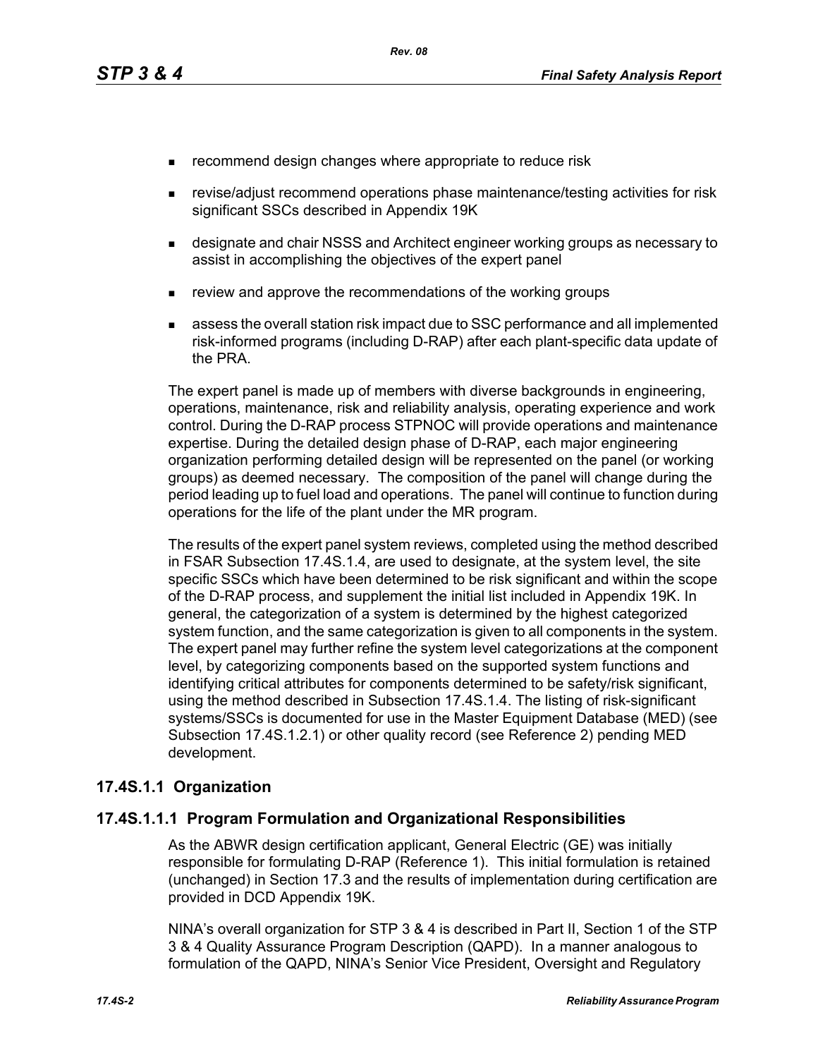- recommend design changes where appropriate to reduce risk
- revise/adjust recommend operations phase maintenance/testing activities for risk significant SSCs described in Appendix 19K
- designate and chair NSSS and Architect engineer working groups as necessary to assist in accomplishing the objectives of the expert panel
- review and approve the recommendations of the working groups
- assess the overall station risk impact due to SSC performance and all implemented risk-informed programs (including D-RAP) after each plant-specific data update of the PRA.

The expert panel is made up of members with diverse backgrounds in engineering, operations, maintenance, risk and reliability analysis, operating experience and work control. During the D-RAP process STPNOC will provide operations and maintenance expertise. During the detailed design phase of D-RAP, each major engineering organization performing detailed design will be represented on the panel (or working groups) as deemed necessary. The composition of the panel will change during the period leading up to fuel load and operations. The panel will continue to function during operations for the life of the plant under the MR program.

The results of the expert panel system reviews, completed using the method described in FSAR Subsection 17.4S.1.4, are used to designate, at the system level, the site specific SSCs which have been determined to be risk significant and within the scope of the D-RAP process, and supplement the initial list included in Appendix 19K. In general, the categorization of a system is determined by the highest categorized system function, and the same categorization is given to all components in the system. The expert panel may further refine the system level categorizations at the component level, by categorizing components based on the supported system functions and identifying critical attributes for components determined to be safety/risk significant, using the method described in Subsection 17.4S.1.4. The listing of risk-significant systems/SSCs is documented for use in the Master Equipment Database (MED) (see Subsection 17.4S.1.2.1) or other quality record (see Reference 2) pending MED development.

## 17.4S.1.1 Organization

### 17.4S.1.1.1 Program Formulation and Organizational Responsibilities

As the ABWR design certification applicant, General Electric (GE) was initially responsible for formulating D-RAP (Reference 1). This initial formulation is retained (unchanged) in Section 17.3 and the results of implementation during certification are provided in DCD Appendix 19K.

NINA's overall organization for STP 3 & 4 is described in Part II, Section 1 of the STP 3 & 4 Quality Assurance Program Description (QAPD). In a manner analogous to formulation of the QAPD, NINA's Senior Vice President, Oversight and Regulatory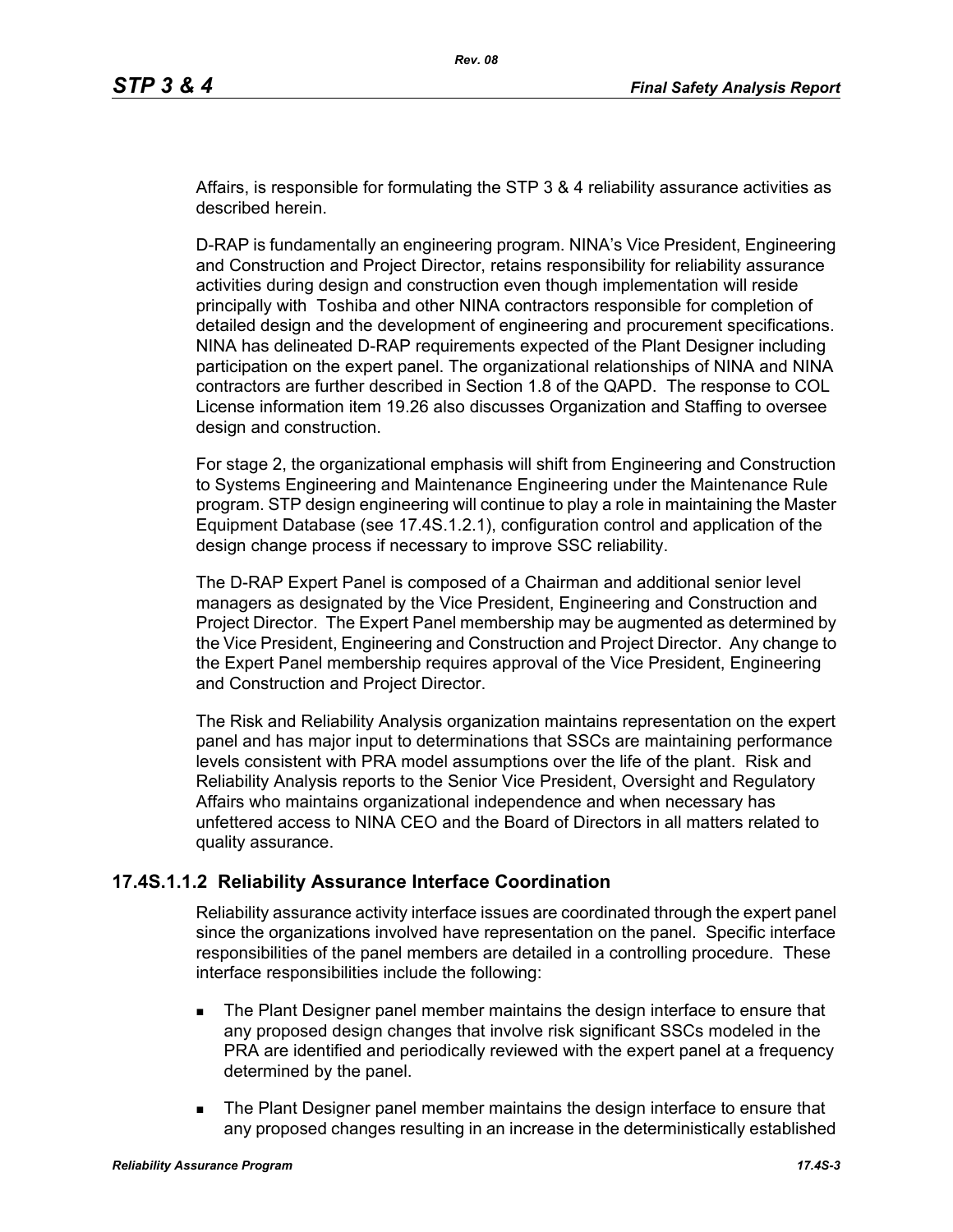Affairs, is responsible for formulating the STP 3 & 4 reliability assurance activities as described herein.

D-RAP is fundamentally an engineering program. NINA's Vice President, Engineering and Construction and Project Director, retains responsibility for reliability assurance activities during design and construction even though implementation will reside principally with Toshiba and other NINA contractors responsible for completion of detailed design and the development of engineering and procurement specifications. NINA has delineated D-RAP requirements expected of the Plant Designer including participation on the expert panel. The organizational relationships of NINA and NINA contractors are further described in Section 1.8 of the QAPD. The response to COL License information item 19.26 also discusses Organization and Staffing to oversee design and construction.

For stage 2, the organizational emphasis will shift from Engineering and Construction to Systems Engineering and Maintenance Engineering under the Maintenance Rule program. STP design engineering will continue to play a role in maintaining the Master Equipment Database (see 17.4S.1.2.1), configuration control and application of the design change process if necessary to improve SSC reliability.

The D-RAP Expert Panel is composed of a Chairman and additional senior level managers as designated by the Vice President, Engineering and Construction and Project Director. The Expert Panel membership may be augmented as determined by the Vice President, Engineering and Construction and Project Director. Any change to the Expert Panel membership requires approval of the Vice President, Engineering and Construction and Project Director.

The Risk and Reliability Analysis organization maintains representation on the expert panel and has major input to determinations that SSCs are maintaining performance levels consistent with PRA model assumptions over the life of the plant. Risk and Reliability Analysis reports to the Senior Vice President, Oversight and Regulatory Affairs who maintains organizational independence and when necessary has unfettered access to NINA CEO and the Board of Directors in all matters related to quality assurance.

### 17.4S.1.1.2 Reliability Assurance Interface Coordination

Reliability assurance activity interface issues are coordinated through the expert panel since the organizations involved have representation on the panel. Specific interface responsibilities of the panel members are detailed in a controlling procedure. These interface responsibilities include the following:

- The Plant Designer panel member maintains the design interface to ensure that any proposed design changes that involve risk significant SSCs modeled in the PRA are identified and periodically reviewed with the expert panel at a frequency determined by the panel.
- The Plant Designer panel member maintains the design interface to ensure that any proposed changes resulting in an increase in the deterministically established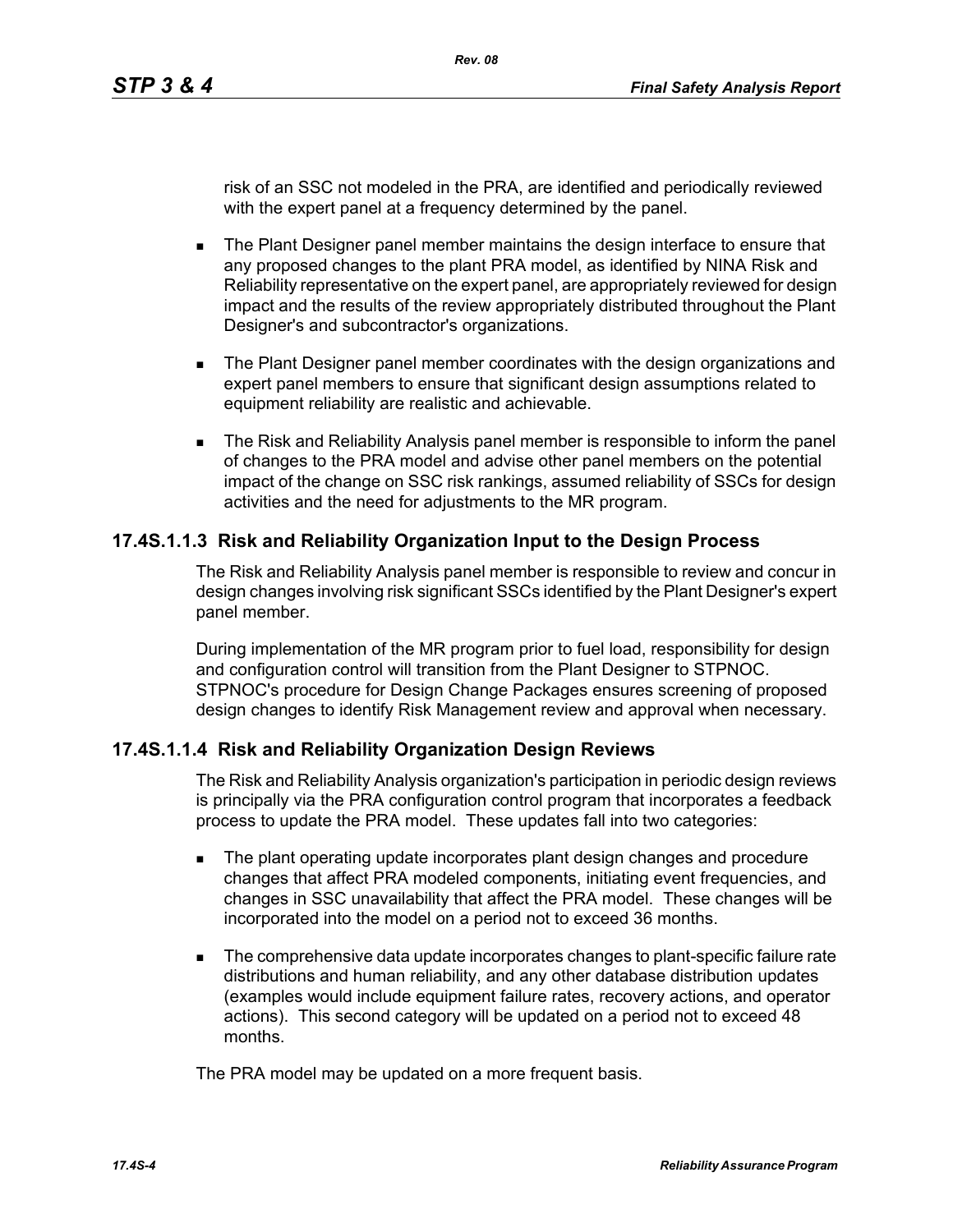risk of an SSC not modeled in the PRA, are identified and periodically reviewed with the expert panel at a frequency determined by the panel.

- The Plant Designer panel member maintains the design interface to ensure that any proposed changes to the plant PRA model, as identified by NINA Risk and Reliability representative on the expert panel, are appropriately reviewed for design impact and the results of the review appropriately distributed throughout the Plant Designer's and subcontractor's organizations.
- The Plant Designer panel member coordinates with the design organizations and expert panel members to ensure that significant design assumptions related to equipment reliability are realistic and achievable.
- The Risk and Reliability Analysis panel member is responsible to inform the panel of changes to the PRA model and advise other panel members on the potential impact of the change on SSC risk rankings, assumed reliability of SSCs for design activities and the need for adjustments to the MR program.

### 17.4S.1.1.3 Risk and Reliability Organization Input to the Design Process

The Risk and Reliability Analysis panel member is responsible to review and concur in design changes involving risk significant SSCs identified by the Plant Designer's expert panel member.

During implementation of the MR program prior to fuel load, responsibility for design and configuration control will transition from the Plant Designer to STPNOC. STPNOC's procedure for Design Change Packages ensures screening of proposed design changes to identify Risk Management review and approval when necessary.

### 17.4S.1.1.4 Risk and Reliability Organization Design Reviews

The Risk and Reliability Analysis organization's participation in periodic design reviews is principally via the PRA configuration control program that incorporates a feedback process to update the PRA model. These updates fall into two categories:

- The plant operating update incorporates plant design changes and procedure changes that affect PRA modeled components, initiating event frequencies, and changes in SSC unavailability that affect the PRA model. These changes will be incorporated into the model on a period not to exceed 36 months.
- The comprehensive data update incorporates changes to plant-specific failure rate distributions and human reliability, and any other database distribution updates (examples would include equipment failure rates, recovery actions, and operator actions). This second category will be updated on a period not to exceed 48 months.

The PRA model may be updated on a more frequent basis.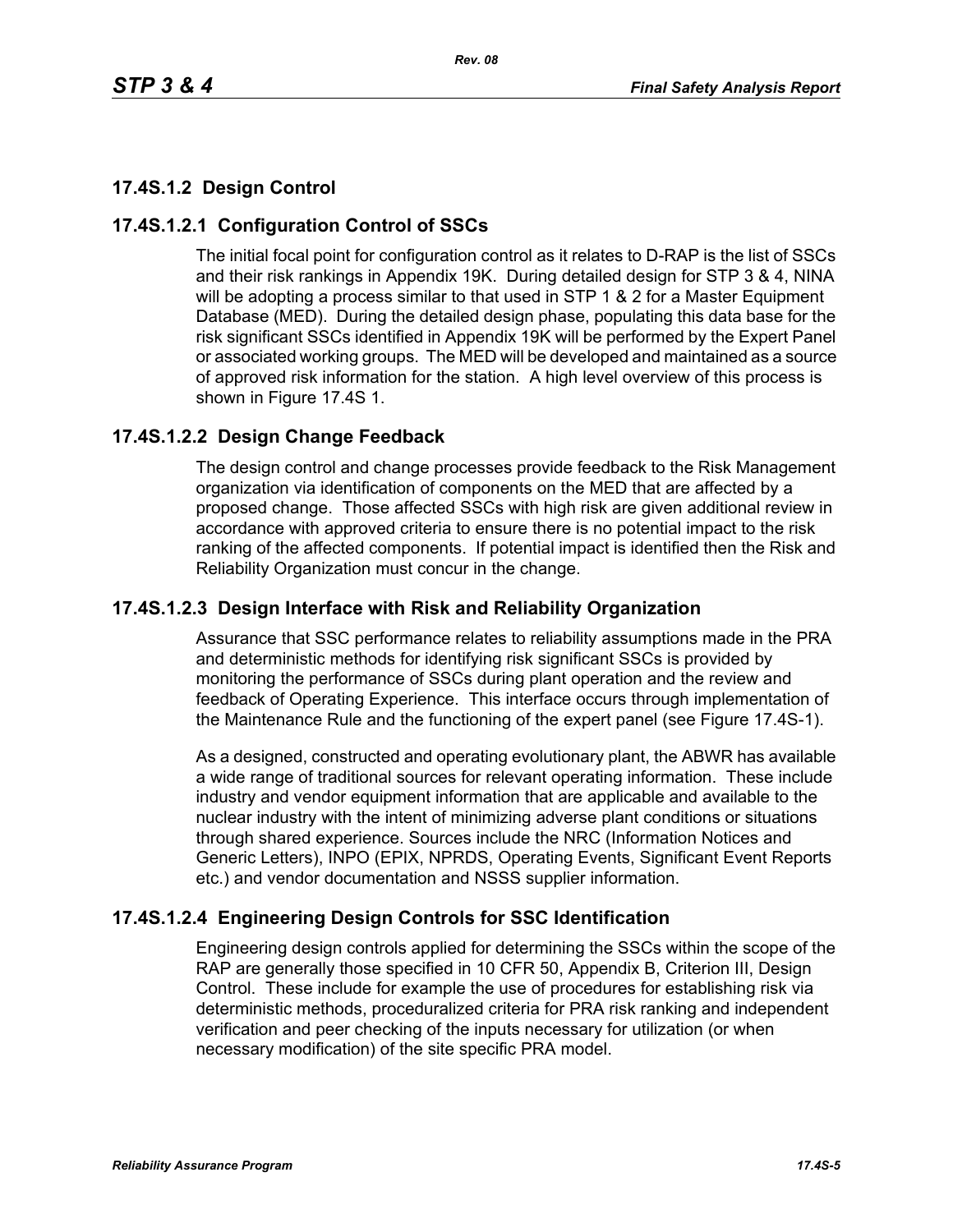## 17.4S.1.2 Design Control

### 17.4S.1.2.1 Configuration Control of SSCs

The initial focal point for configuration control as it relates to D-RAP is the list of SSCs and their risk rankings in Appendix 19K. During detailed design for STP 3 & 4, NINA will be adopting a process similar to that used in STP 1 & 2 for a Master Equipment Database (MED). During the detailed design phase, populating this data base for the risk significant SSCs identified in Appendix 19K will be performed by the Expert Panel or associated working groups. The MED will be developed and maintained as a source of approved risk information for the station. A high level overview of this process is shown in Figure 17.4S 1.

### 17.4S.1.2.2 Design Change Feedback

The design control and change processes provide feedback to the Risk Management organization via identification of components on the MED that are affected by a proposed change. Those affected SSCs with high risk are given additional review in accordance with approved criteria to ensure there is no potential impact to the risk ranking of the affected components. If potential impact is identified then the Risk and Reliability Organization must concur in the change.

### 17.4S.1.2.3 Design Interface with Risk and Reliability Organization

Assurance that SSC performance relates to reliability assumptions made in the PRA and deterministic methods for identifying risk significant SSCs is provided by monitoring the performance of SSCs during plant operation and the review and feedback of Operating Experience. This interface occurs through implementation of the Maintenance Rule and the functioning of the expert panel (see Figure 17.4S-1).

As a designed, constructed and operating evolutionary plant, the ABWR has available a wide range of traditional sources for relevant operating information. These include industry and vendor equipment information that are applicable and available to the nuclear industry with the intent of minimizing adverse plant conditions or situations through shared experience. Sources include the NRC (Information Notices and Generic Letters), INPO (EPIX, NPRDS, Operating Events, Significant Event Reports etc.) and vendor documentation and NSSS supplier information.

### 17.4S.1.2.4 Engineering Design Controls for SSC Identification

Engineering design controls applied for determining the SSCs within the scope of the RAP are generally those specified in 10 CFR 50, Appendix B, Criterion III, Design Control. These include for example the use of procedures for establishing risk via deterministic methods, proceduralized criteria for PRA risk ranking and independent verification and peer checking of the inputs necessary for utilization (or when necessary modification) of the site specific PRA model.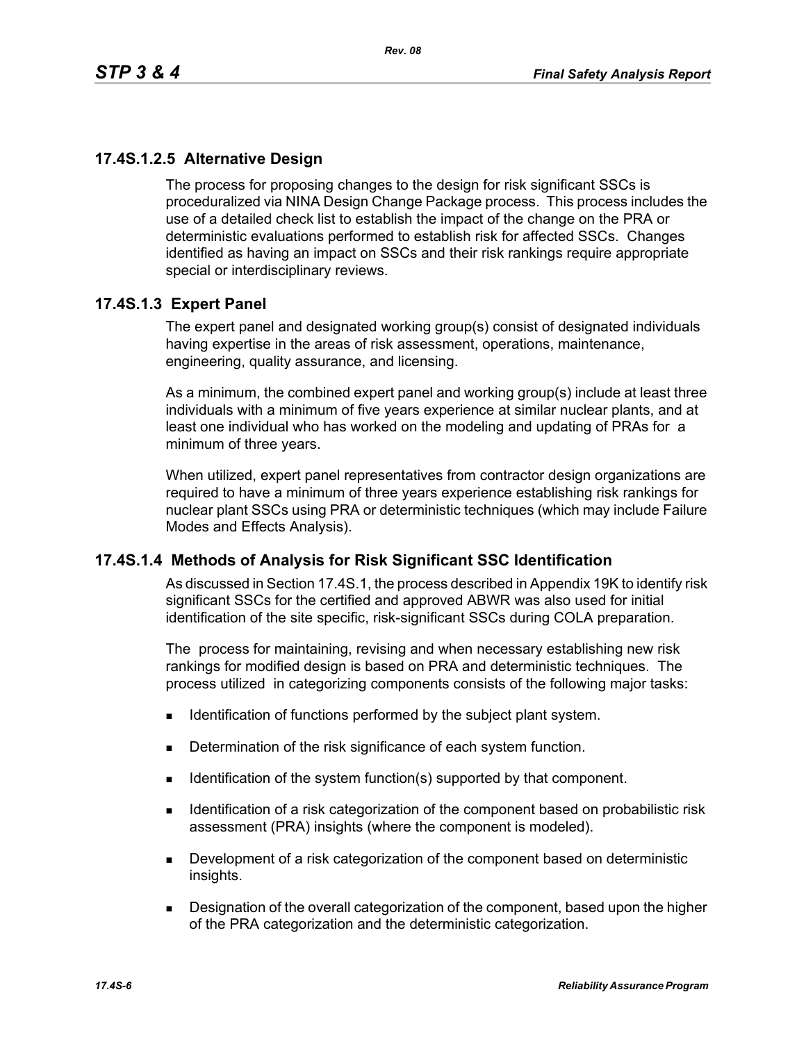### 17.4S.1.2.5 Alternative Design

The process for proposing changes to the design for risk significant SSCs is proceduralized via NINA Design Change Package process. This process includes the use of a detailed check list to establish the impact of the change on the PRA or deterministic evaluations performed to establish risk for affected SSCs. Changes identified as having an impact on SSCs and their risk rankings require appropriate special or interdisciplinary reviews.

## 17.4S.1.3 Expert Panel

The expert panel and designated working group(s) consist of designated individuals having expertise in the areas of risk assessment, operations, maintenance, engineering, quality assurance, and licensing.

As a minimum, the combined expert panel and working group(s) include at least three individuals with a minimum of five years experience at similar nuclear plants, and at least one individual who has worked on the modeling and updating of PRAs for a minimum of three years.

When utilized, expert panel representatives from contractor design organizations are required to have a minimum of three years experience establishing risk rankings for nuclear plant SSCs using PRA or deterministic techniques (which may include Failure Modes and Effects Analysis).

## 17.4S.1.4 Methods of Analysis for Risk Significant SSC Identification

As discussed in Section 17.4S.1, the process described in Appendix 19K to identify risk significant SSCs for the certified and approved ABWR was also used for initial identification of the site specific, risk-significant SSCs during COLA preparation.

The process for maintaining, revising and when necessary establishing new risk rankings for modified design is based on PRA and deterministic techniques. The process utilized in categorizing components consists of the following major tasks:

- Identification of functions performed by the subject plant system.
- Determination of the risk significance of each system function.
- Identification of the system function(s) supported by that component.
- Identification of a risk categorization of the component based on probabilistic risk assessment (PRA) insights (where the component is modeled).
- Development of a risk categorization of the component based on deterministic insights.
- Designation of the overall categorization of the component, based upon the higher of the PRA categorization and the deterministic categorization.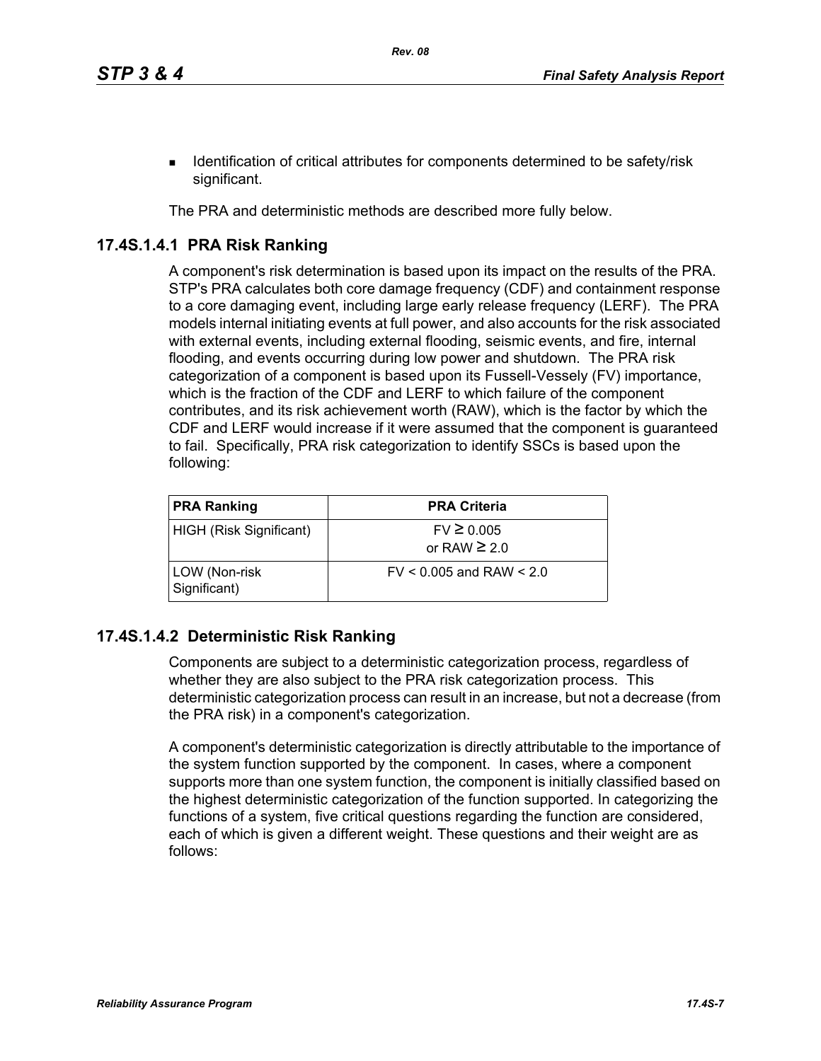- Identification of critical attributes for components determined to be safety/risk significant.

The PRA and deterministic methods are described more fully below.

### 17.4S.1.4.1 PRA Risk Ranking

A component's risk determination is based upon its impact on the results of the PRA. STP's PRA calculates both core damage frequency (CDF) and containment response to a core damaging event, including large early release frequency (LERF). The PRA models internal initiating events at full power, and also accounts for the risk associated with external events, including external flooding, seismic events, and fire, internal flooding, and events occurring during low power and shutdown. The PRA risk categorization of a component is based upon its Fussell-Vessely (FV) importance, which is the fraction of the CDF and LERF to which failure of the component contributes, and its risk achievement worth (RAW), which is the factor by which the CDF and LERF would increase if it were assumed that the component is guaranteed to fail. Specifically, PRA risk categorization to identify SSCs is based upon the following:

| PRA Ranking | PRA Criteria |
|---|---|
| HIGH (Risk Significant) | FV $\geq$ 0.005<br>or RAW $\geq$ 2.0 |
| LOW (Non-risk Significant) | FV < 0.005 and RAW < 2.0 |

### 17.4S.1.4.2 Deterministic Risk Ranking

Components are subject to a deterministic categorization process, regardless of whether they are also subject to the PRA risk categorization process. This deterministic categorization process can result in an increase, but not a decrease (from the PRA risk) in a component's categorization.

A component's deterministic categorization is directly attributable to the importance of the system function supported by the component. In cases, where a component supports more than one system function, the component is initially classified based on the highest deterministic categorization of the function supported. In categorizing the functions of a system, five critical questions regarding the function are considered, each of which is given a different weight. These questions and their weight are as follows: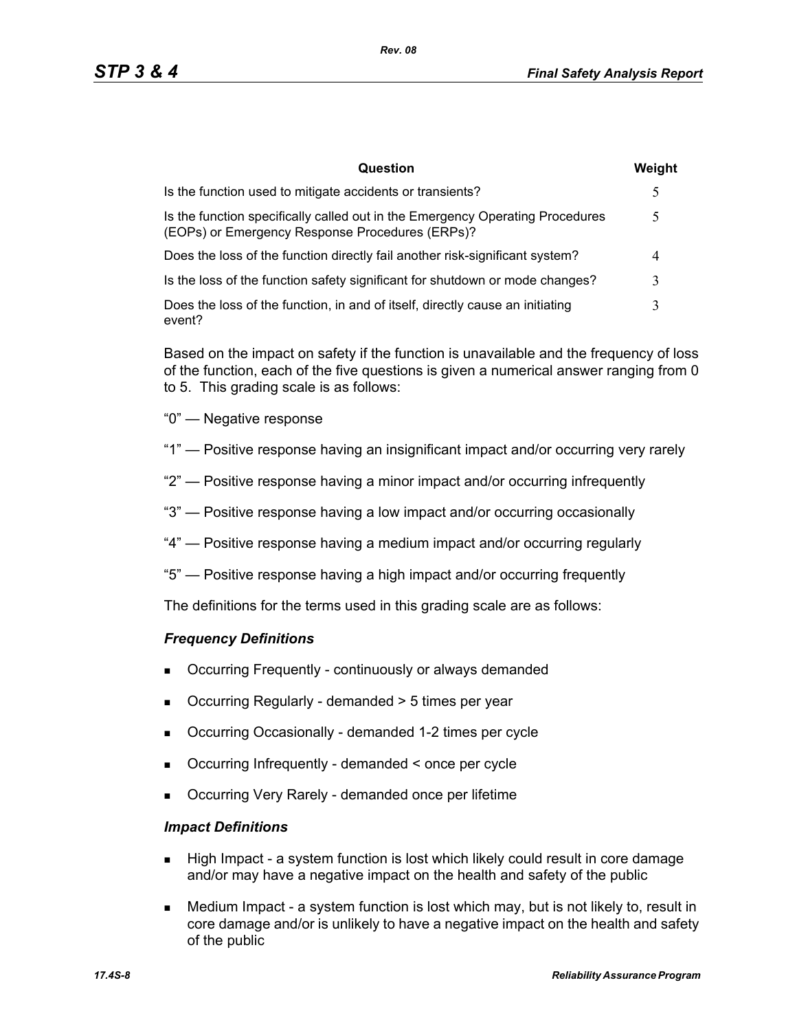| Question | Weight |
|---|---|
| Is the function used to mitigate accidents or transients? | 5 |
| Is the function specifically called out in the Emergency Operating Procedures (EOPs) or Emergency Response Procedures (ERPs)? | 5 |
| Does the loss of the function directly fail another risk-significant system? | 4 |
| Is the loss of the function safety significant for shutdown or mode changes? | 3 |
| Does the loss of the function, in and of itself, directly cause an initiating event? | 3 |

Based on the impact on safety if the function is unavailable and the frequency of loss of the function, each of the five questions is given a numerical answer ranging from 0 to 5. This grading scale is as follows:

"0" — Negative response

"1" — Positive response having an insignificant impact and/or occurring very rarely

"2" — Positive response having a minor impact and/or occurring infrequently

"3" — Positive response having a low impact and/or occurring occasionally

"4" — Positive response having a medium impact and/or occurring regularly

"5" — Positive response having a high impact and/or occurring frequently

The definitions for the terms used in this grading scale are as follows:

***Frequency Definitions***

- Occurring Frequently - continuously or always demanded
- Occurring Regularly - demanded > 5 times per year
- Occurring Occasionally - demanded 1-2 times per cycle
- Occurring Infrequently - demanded < once per cycle
- Occurring Very Rarely - demanded once per lifetime

***Impact Definitions***

- High Impact - a system function is lost which likely could result in core damage and/or may have a negative impact on the health and safety of the public
- Medium Impact - a system function is lost which may, but is not likely to, result in core damage and/or is unlikely to have a negative impact on the health and safety of the public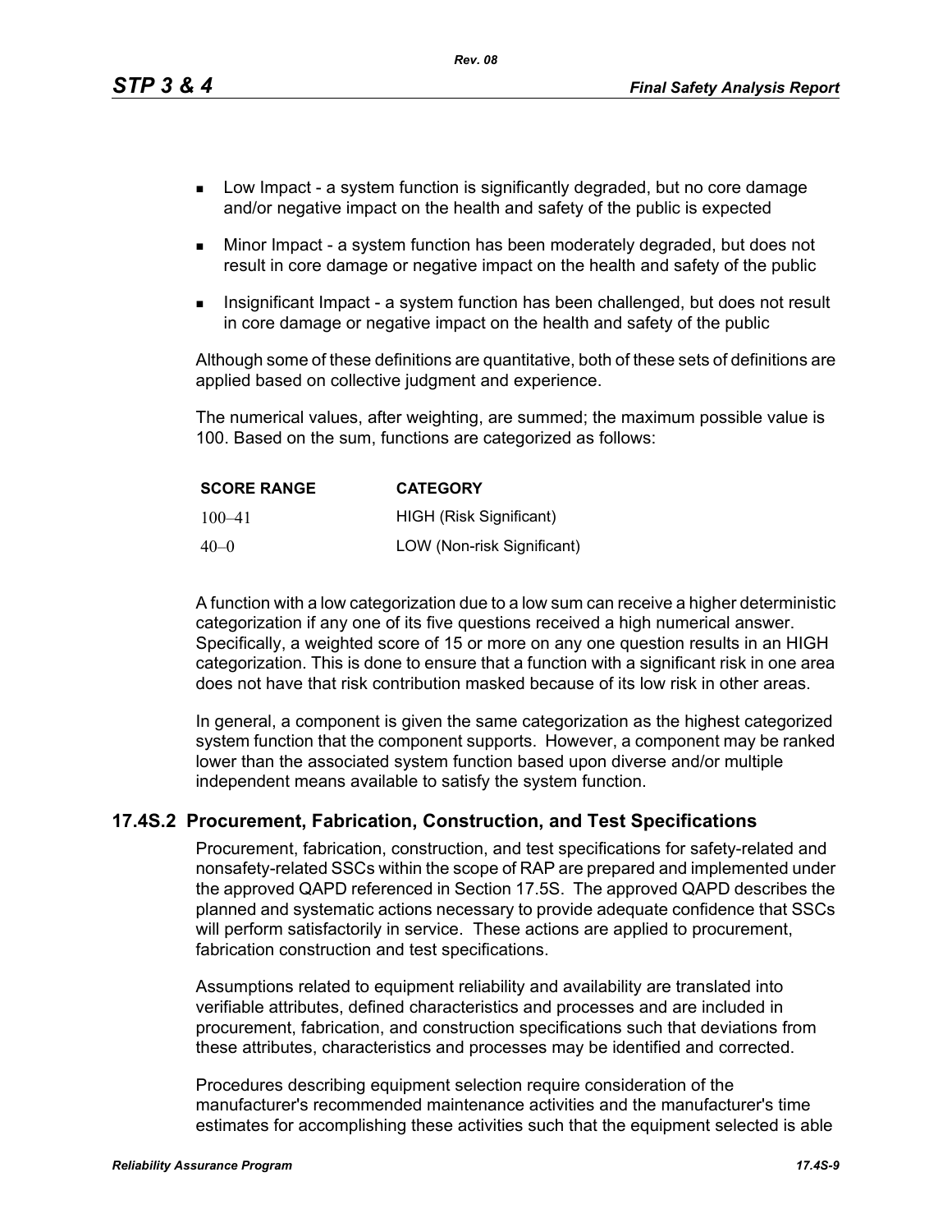- Low Impact - a system function is significantly degraded, but no core damage and/or negative impact on the health and safety of the public is expected
- Minor Impact - a system function has been moderately degraded, but does not result in core damage or negative impact on the health and safety of the public
- Insignificant Impact - a system function has been challenged, but does not result in core damage or negative impact on the health and safety of the public

Although some of these definitions are quantitative, both of these sets of definitions are applied based on collective judgment and experience.

The numerical values, after weighting, are summed; the maximum possible value is 100. Based on the sum, functions are categorized as follows:

| SCORE RANGE | CATEGORY |
|---|---|
| 100–41 | HIGH (Risk Significant) |
| 40–0 | LOW (Non-risk Significant) |

A function with a low categorization due to a low sum can receive a higher deterministic categorization if any one of its five questions received a high numerical answer. Specifically, a weighted score of 15 or more on any one question results in an HIGH categorization. This is done to ensure that a function with a significant risk in one area does not have that risk contribution masked because of its low risk in other areas.

In general, a component is given the same categorization as the highest categorized system function that the component supports. However, a component may be ranked lower than the associated system function based upon diverse and/or multiple independent means available to satisfy the system function.

## 17.4S.2 Procurement, Fabrication, Construction, and Test Specifications

Procurement, fabrication, construction, and test specifications for safety-related and nonsafety-related SSCs within the scope of RAP are prepared and implemented under the approved QAPD referenced in Section 17.5S. The approved QAPD describes the planned and systematic actions necessary to provide adequate confidence that SSCs will perform satisfactorily in service. These actions are applied to procurement, fabrication construction and test specifications.

Assumptions related to equipment reliability and availability are translated into verifiable attributes, defined characteristics and processes and are included in procurement, fabrication, and construction specifications such that deviations from these attributes, characteristics and processes may be identified and corrected.

Procedures describing equipment selection require consideration of the manufacturer's recommended maintenance activities and the manufacturer's time estimates for accomplishing these activities such that the equipment selected is able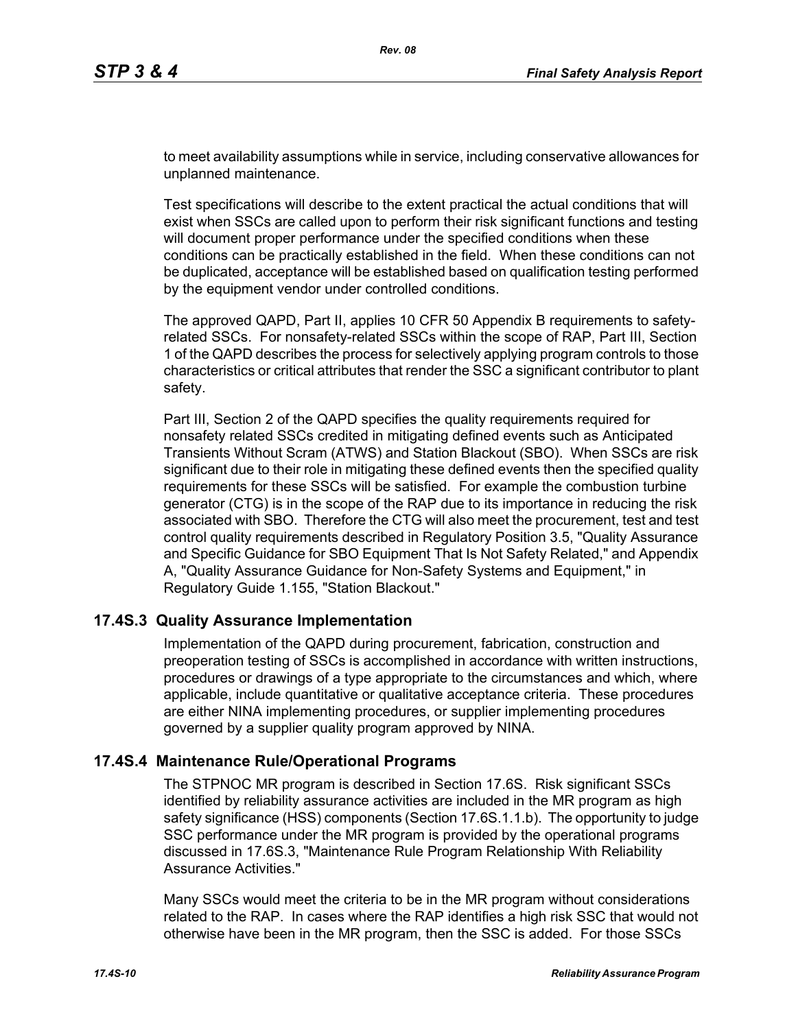to meet availability assumptions while in service, including conservative allowances for unplanned maintenance.

Test specifications will describe to the extent practical the actual conditions that will exist when SSCs are called upon to perform their risk significant functions and testing will document proper performance under the specified conditions when these conditions can be practically established in the field. When these conditions can not be duplicated, acceptance will be established based on qualification testing performed by the equipment vendor under controlled conditions.

The approved QAPD, Part II, applies 10 CFR 50 Appendix B requirements to safety-related SSCs. For nonsafety-related SSCs within the scope of RAP, Part III, Section 1 of the QAPD describes the process for selectively applying program controls to those characteristics or critical attributes that render the SSC a significant contributor to plant safety.

Part III, Section 2 of the QAPD specifies the quality requirements required for nonsafety related SSCs credited in mitigating defined events such as Anticipated Transients Without Scram (ATWS) and Station Blackout (SBO). When SSCs are risk significant due to their role in mitigating these defined events then the specified quality requirements for these SSCs will be satisfied. For example the combustion turbine generator (CTG) is in the scope of the RAP due to its importance in reducing the risk associated with SBO. Therefore the CTG will also meet the procurement, test and test control quality requirements described in Regulatory Position 3.5, "Quality Assurance and Specific Guidance for SBO Equipment That Is Not Safety Related," and Appendix A, "Quality Assurance Guidance for Non-Safety Systems and Equipment," in Regulatory Guide 1.155, "Station Blackout."

## 17.4S.3 Quality Assurance Implementation

Implementation of the QAPD during procurement, fabrication, construction and preoperation testing of SSCs is accomplished in accordance with written instructions, procedures or drawings of a type appropriate to the circumstances and which, where applicable, include quantitative or qualitative acceptance criteria. These procedures are either NINA implementing procedures, or supplier implementing procedures governed by a supplier quality program approved by NINA.

## 17.4S.4 Maintenance Rule/Operational Programs

The STPNOC MR program is described in Section 17.6S. Risk significant SSCs identified by reliability assurance activities are included in the MR program as high safety significance (HSS) components (Section 17.6S.1.1.b). The opportunity to judge SSC performance under the MR program is provided by the operational programs discussed in 17.6S.3, "Maintenance Rule Program Relationship With Reliability Assurance Activities."

Many SSCs would meet the criteria to be in the MR program without considerations related to the RAP. In cases where the RAP identifies a high risk SSC that would not otherwise have been in the MR program, then the SSC is added. For those SSCs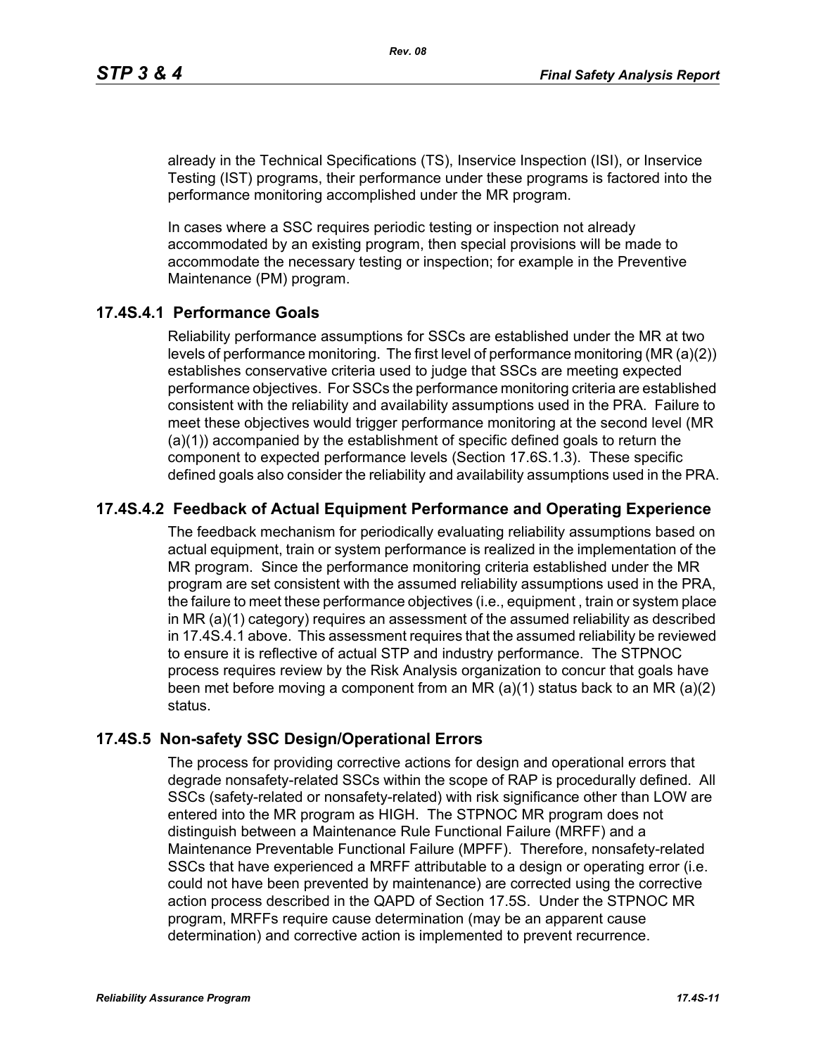already in the Technical Specifications (TS), Inservice Inspection (ISI), or Inservice Testing (IST) programs, their performance under these programs is factored into the performance monitoring accomplished under the MR program.

In cases where a SSC requires periodic testing or inspection not already accommodated by an existing program, then special provisions will be made to accommodate the necessary testing or inspection; for example in the Preventive Maintenance (PM) program.

### 17.4S.4.1 Performance Goals

Reliability performance assumptions for SSCs are established under the MR at two levels of performance monitoring. The first level of performance monitoring (MR (a)(2)) establishes conservative criteria used to judge that SSCs are meeting expected performance objectives. For SSCs the performance monitoring criteria are established consistent with the reliability and availability assumptions used in the PRA. Failure to meet these objectives would trigger performance monitoring at the second level (MR (a)(1)) accompanied by the establishment of specific defined goals to return the component to expected performance levels (Section 17.6S.1.3). These specific defined goals also consider the reliability and availability assumptions used in the PRA.

### 17.4S.4.2 Feedback of Actual Equipment Performance and Operating Experience

The feedback mechanism for periodically evaluating reliability assumptions based on actual equipment, train or system performance is realized in the implementation of the MR program. Since the performance monitoring criteria established under the MR program are set consistent with the assumed reliability assumptions used in the PRA, the failure to meet these performance objectives (i.e., equipment , train or system place in MR (a)(1) category) requires an assessment of the assumed reliability as described in 17.4S.4.1 above. This assessment requires that the assumed reliability be reviewed to ensure it is reflective of actual STP and industry performance. The STPNOC process requires review by the Risk Analysis organization to concur that goals have been met before moving a component from an MR (a)(1) status back to an MR (a)(2) status.

## 17.4S.5 Non-safety SSC Design/Operational Errors

The process for providing corrective actions for design and operational errors that degrade nonsafety-related SSCs within the scope of RAP is procedurally defined. All SSCs (safety-related or nonsafety-related) with risk significance other than LOW are entered into the MR program as HIGH. The STPNOC MR program does not distinguish between a Maintenance Rule Functional Failure (MRFF) and a Maintenance Preventable Functional Failure (MPFF). Therefore, nonsafety-related SSCs that have experienced a MRFF attributable to a design or operating error (i.e. could not have been prevented by maintenance) are corrected using the corrective action process described in the QAPD of Section 17.5S. Under the STPNOC MR program, MRFFs require cause determination (may be an apparent cause determination) and corrective action is implemented to prevent recurrence.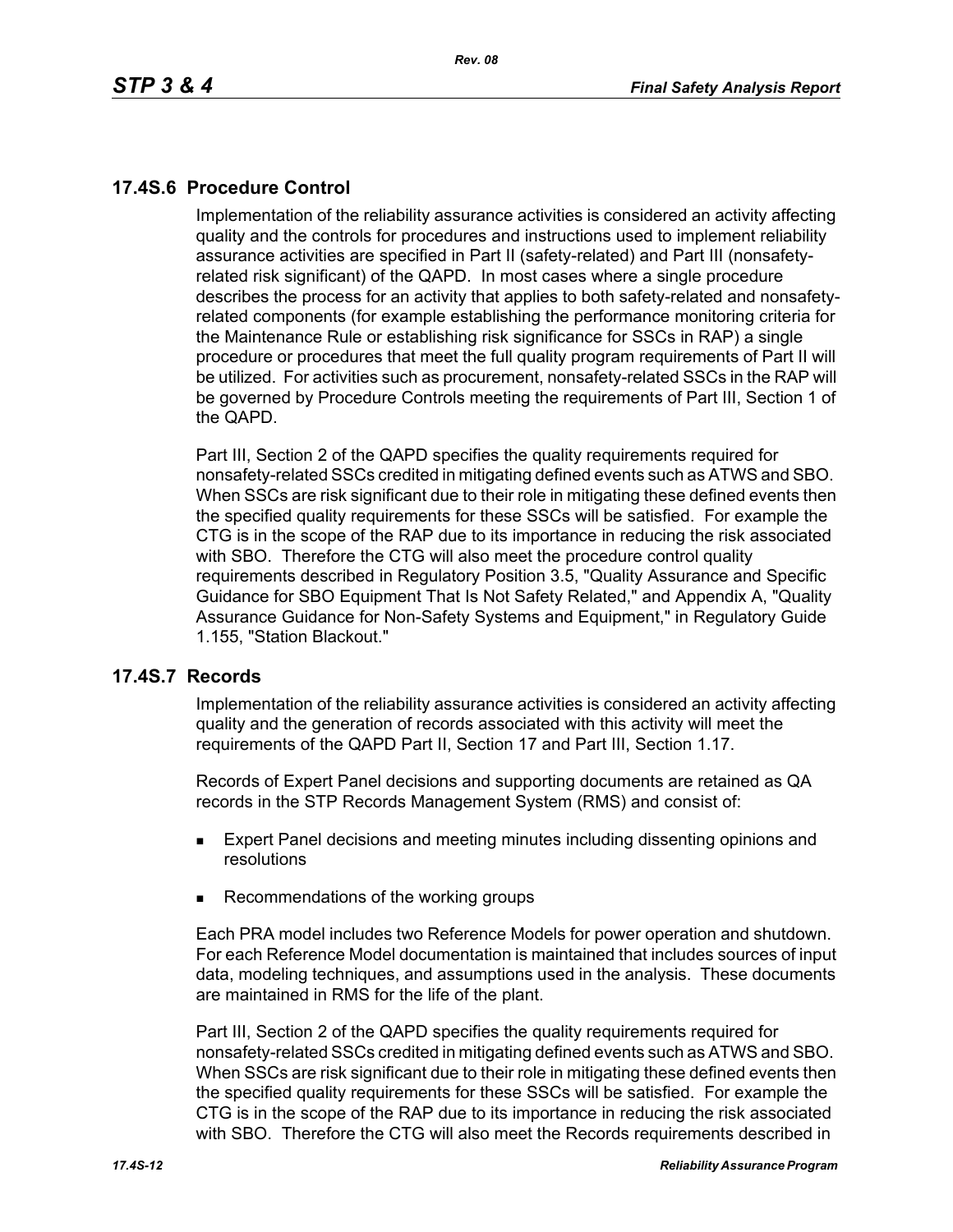## 17.4S.6 Procedure Control

Implementation of the reliability assurance activities is considered an activity affecting quality and the controls for procedures and instructions used to implement reliability assurance activities are specified in Part II (safety-related) and Part III (nonsafety-related risk significant) of the QAPD. In most cases where a single procedure describes the process for an activity that applies to both safety-related and nonsafety-related components (for example establishing the performance monitoring criteria for the Maintenance Rule or establishing risk significance for SSCs in RAP) a single procedure or procedures that meet the full quality program requirements of Part II will be utilized. For activities such as procurement, nonsafety-related SSCs in the RAP will be governed by Procedure Controls meeting the requirements of Part III, Section 1 of the QAPD.

Part III, Section 2 of the QAPD specifies the quality requirements required for nonsafety-related SSCs credited in mitigating defined events such as ATWS and SBO. When SSCs are risk significant due to their role in mitigating these defined events then the specified quality requirements for these SSCs will be satisfied. For example the CTG is in the scope of the RAP due to its importance in reducing the risk associated with SBO. Therefore the CTG will also meet the procedure control quality requirements described in Regulatory Position 3.5, "Quality Assurance and Specific Guidance for SBO Equipment That Is Not Safety Related," and Appendix A, "Quality Assurance Guidance for Non-Safety Systems and Equipment," in Regulatory Guide 1.155, "Station Blackout."

## 17.4S.7 Records

Implementation of the reliability assurance activities is considered an activity affecting quality and the generation of records associated with this activity will meet the requirements of the QAPD Part II, Section 17 and Part III, Section 1.17.

Records of Expert Panel decisions and supporting documents are retained as QA records in the STP Records Management System (RMS) and consist of:

- Expert Panel decisions and meeting minutes including dissenting opinions and resolutions
- Recommendations of the working groups

Each PRA model includes two Reference Models for power operation and shutdown. For each Reference Model documentation is maintained that includes sources of input data, modeling techniques, and assumptions used in the analysis. These documents are maintained in RMS for the life of the plant.

Part III, Section 2 of the QAPD specifies the quality requirements required for nonsafety-related SSCs credited in mitigating defined events such as ATWS and SBO. When SSCs are risk significant due to their role in mitigating these defined events then the specified quality requirements for these SSCs will be satisfied. For example the CTG is in the scope of the RAP due to its importance in reducing the risk associated with SBO. Therefore the CTG will also meet the Records requirements described in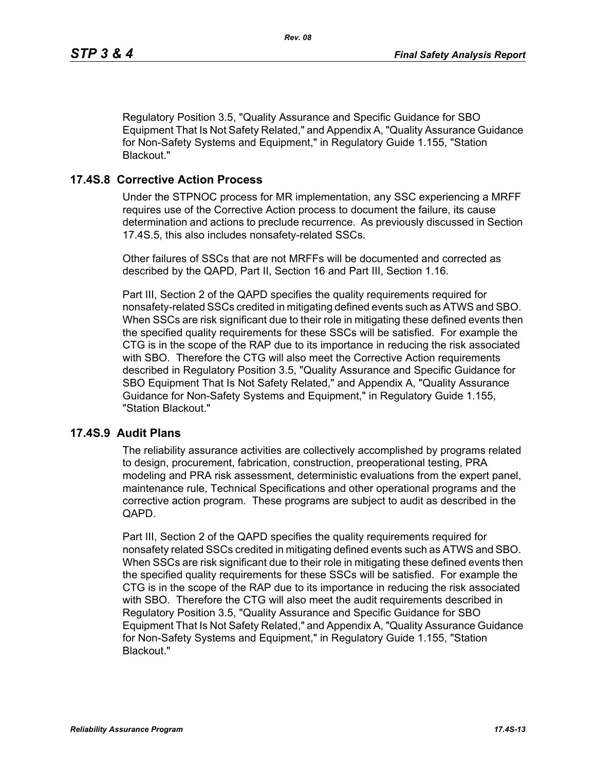Regulatory Position 3.5, "Quality Assurance and Specific Guidance for SBO Equipment That Is Not Safety Related," and Appendix A, "Quality Assurance Guidance for Non-Safety Systems and Equipment," in Regulatory Guide 1.155, "Station Blackout."

### 17.4S.8 Corrective Action Process

Under the STPNOC process for MR implementation, any SSC experiencing a MRFF requires use of the Corrective Action process to document the failure, its cause determination and actions to preclude recurrence. As previously discussed in Section 17.4S.5, this also includes nonsafety-related SSCs.

Other failures of SSCs that are not MRFFs will be documented and corrected as described by the QAPD, Part II, Section 16 and Part III, Section 1.16.

Part III, Section 2 of the QAPD specifies the quality requirements required for nonsafety-related SSCs credited in mitigating defined events such as ATWS and SBO. When SSCs are risk significant due to their role in mitigating these defined events then the specified quality requirements for these SSCs will be satisfied. For example the CTG is in the scope of the RAP due to its importance in reducing the risk associated with SBO. Therefore the CTG will also meet the Corrective Action requirements described in Regulatory Position 3.5, "Quality Assurance and Specific Guidance for SBO Equipment That Is Not Safety Related," and Appendix A, "Quality Assurance Guidance for Non-Safety Systems and Equipment," in Regulatory Guide 1.155, "Station Blackout."

### 17.4S.9 Audit Plans

The reliability assurance activities are collectively accomplished by programs related to design, procurement, fabrication, construction, preoperational testing, PRA modeling and PRA risk assessment, deterministic evaluations from the expert panel, maintenance rule, Technical Specifications and other operational programs and the corrective action program. These programs are subject to audit as described in the QAPD.

Part III, Section 2 of the QAPD specifies the quality requirements required for nonsafety related SSCs credited in mitigating defined events such as ATWS and SBO. When SSCs are risk significant due to their role in mitigating these defined events then the specified quality requirements for these SSCs will be satisfied. For example the CTG is in the scope of the RAP due to its importance in reducing the risk associated with SBO. Therefore the CTG will also meet the audit requirements described in Regulatory Position 3.5, "Quality Assurance and Specific Guidance for SBO Equipment That Is Not Safety Related," and Appendix A, "Quality Assurance Guidance for Non-Safety Systems and Equipment," in Regulatory Guide 1.155, "Station Blackout."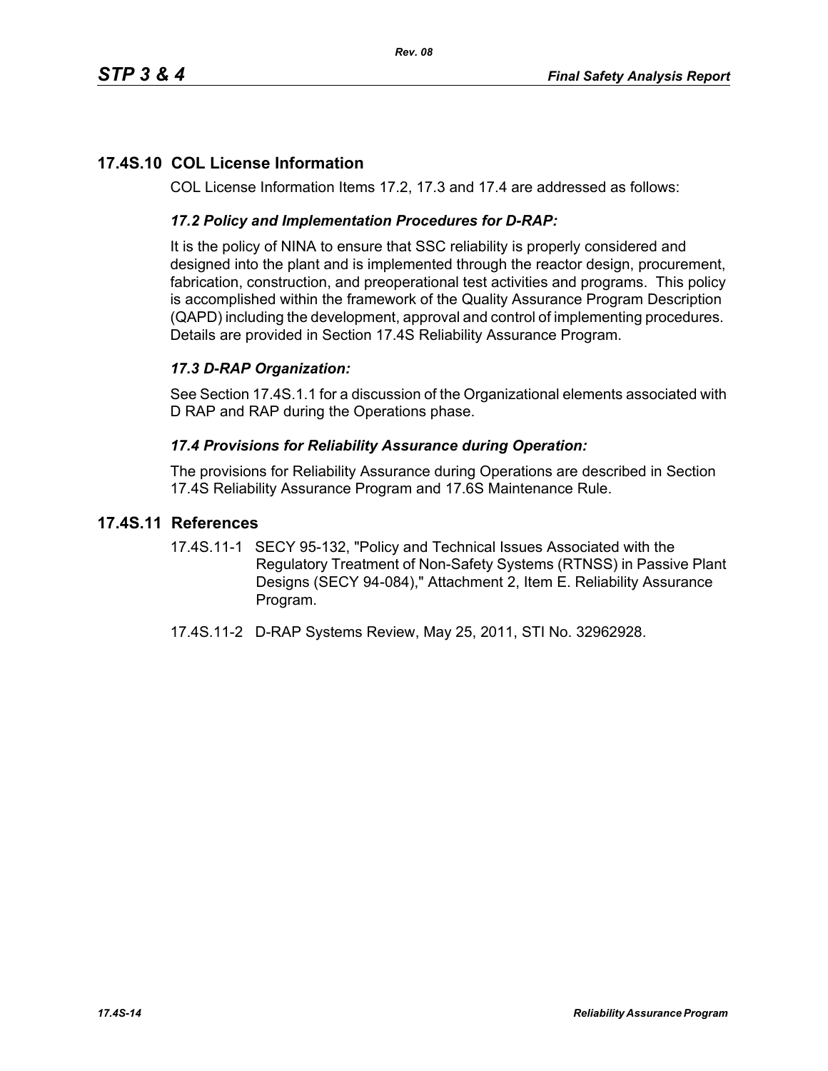## 17.4S.10 COL License Information

COL License Information Items 17.2, 17.3 and 17.4 are addressed as follows:

### *17.2 Policy and Implementation Procedures for D-RAP:*

It is the policy of NINA to ensure that SSC reliability is properly considered and designed into the plant and is implemented through the reactor design, procurement, fabrication, construction, and preoperational test activities and programs. This policy is accomplished within the framework of the Quality Assurance Program Description (QAPD) including the development, approval and control of implementing procedures. Details are provided in Section 17.4S Reliability Assurance Program.

### *17.3 D-RAP Organization:*

See Section 17.4S.1.1 for a discussion of the Organizational elements associated with D RAP and RAP during the Operations phase.

### *17.4 Provisions for Reliability Assurance during Operation:*

The provisions for Reliability Assurance during Operations are described in Section 17.4S Reliability Assurance Program and 17.6S Maintenance Rule.

## 17.4S.11 References

17.4S.11-1 SECY 95-132, "Policy and Technical Issues Associated with the Regulatory Treatment of Non-Safety Systems (RTNSS) in Passive Plant Designs (SECY 94-084)," Attachment 2, Item E. Reliability Assurance Program.

17.4S.11-2 D-RAP Systems Review, May 25, 2011, STI No. 32962928.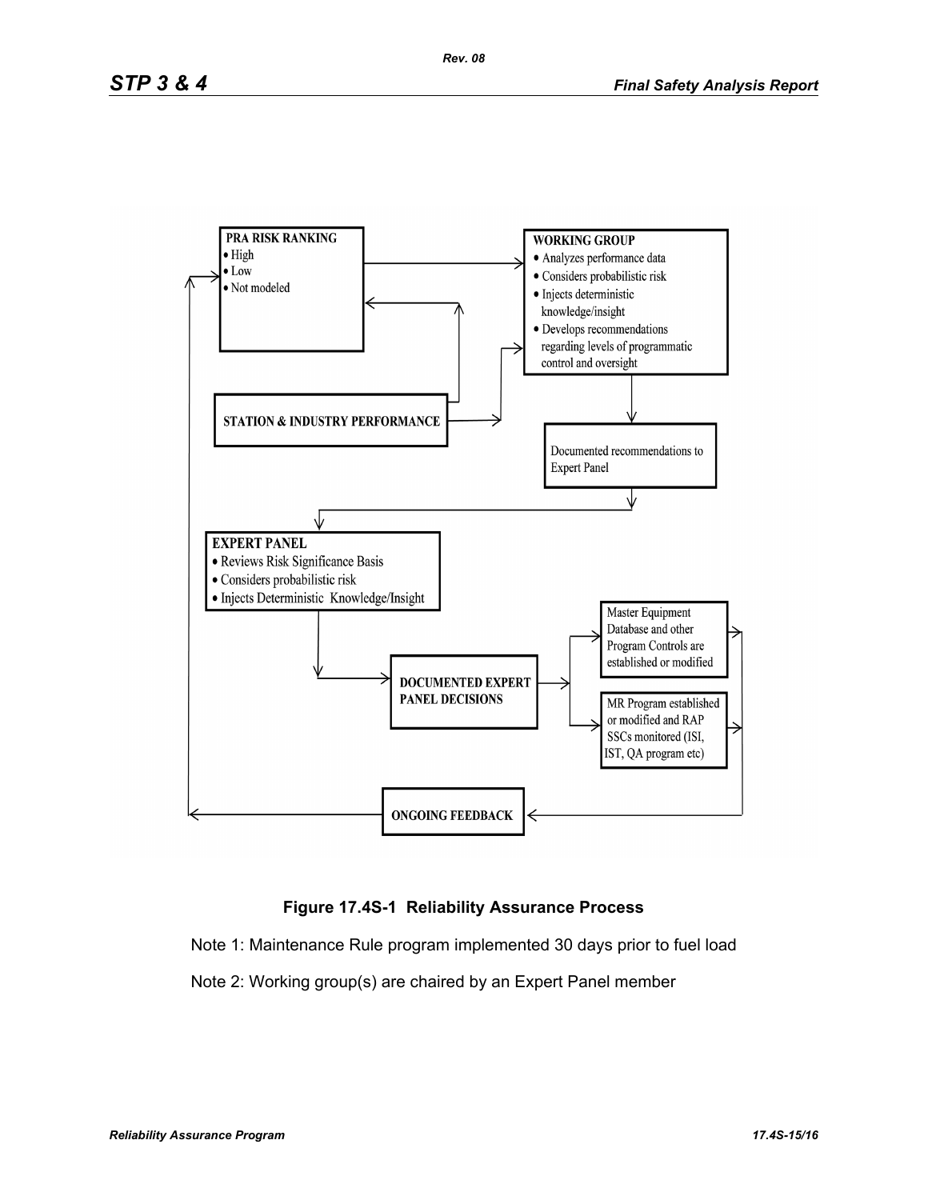PRA RISK RANKING
- High
- Low
- Not modeled

WORKING GROUP
- Analyzes performance data
- Considers probabilistic risk
- Injects deterministic knowledge/insight
- Develops recommendations regarding levels of programmatic control and oversight

STATION & INDUSTRY PERFORMANCE

Documented recommendations to Expert Panel

EXPERT PANEL
- Reviews Risk Significance Basis
- Considers probabilistic risk
- Injects Deterministic Knowledge/Insight

DOCUMENTED EXPERT PANEL DECISIONS

Master Equipment Database and other Program Controls are established or modified

MR Program established or modified and RAP SSCs monitored (ISI, IST, QA program etc)

ONGOING FEEDBACK

**Figure 17.4S-1 Reliability Assurance Process**

Note 1: Maintenance Rule program implemented 30 days prior to fuel load

Note 2: Working group(s) are chaired by an Expert Panel member